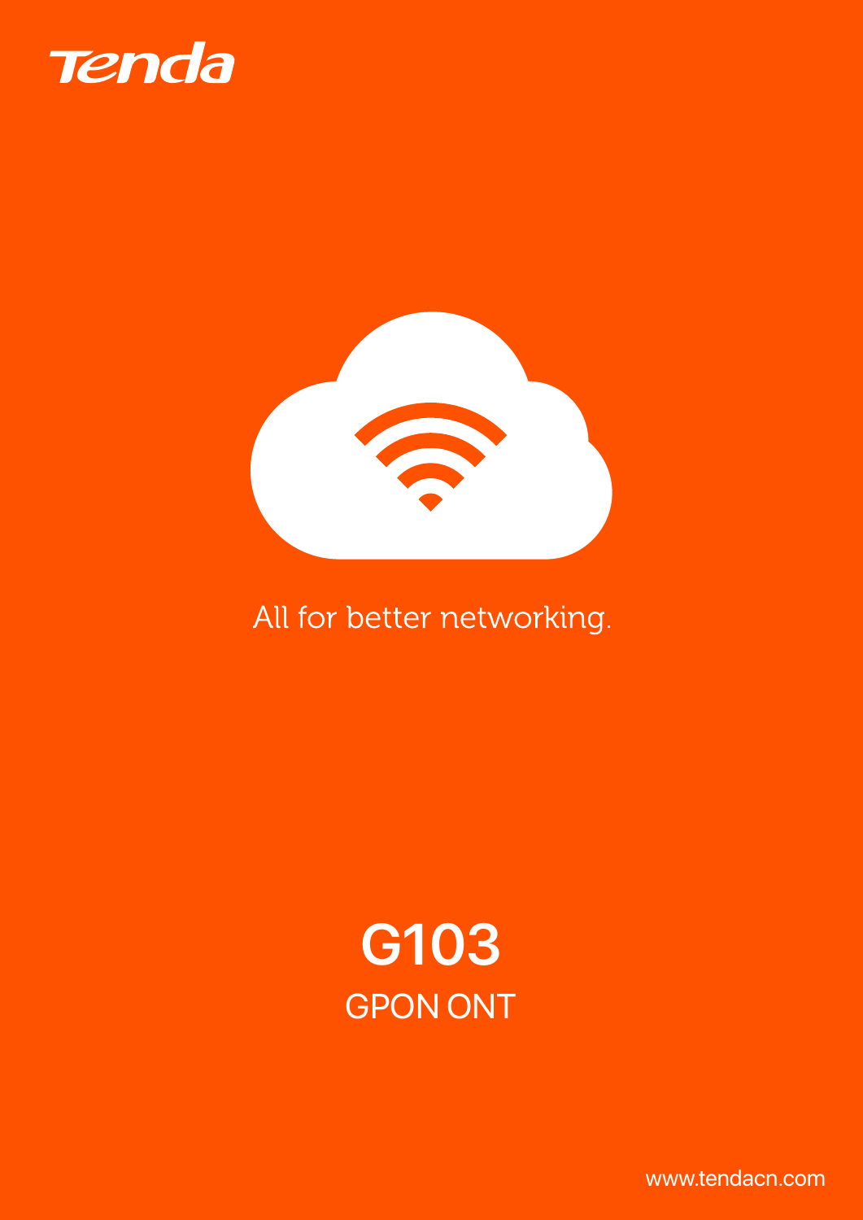Tenda

All for better networking.

# G103

## GPON ONT

www.tendacn.com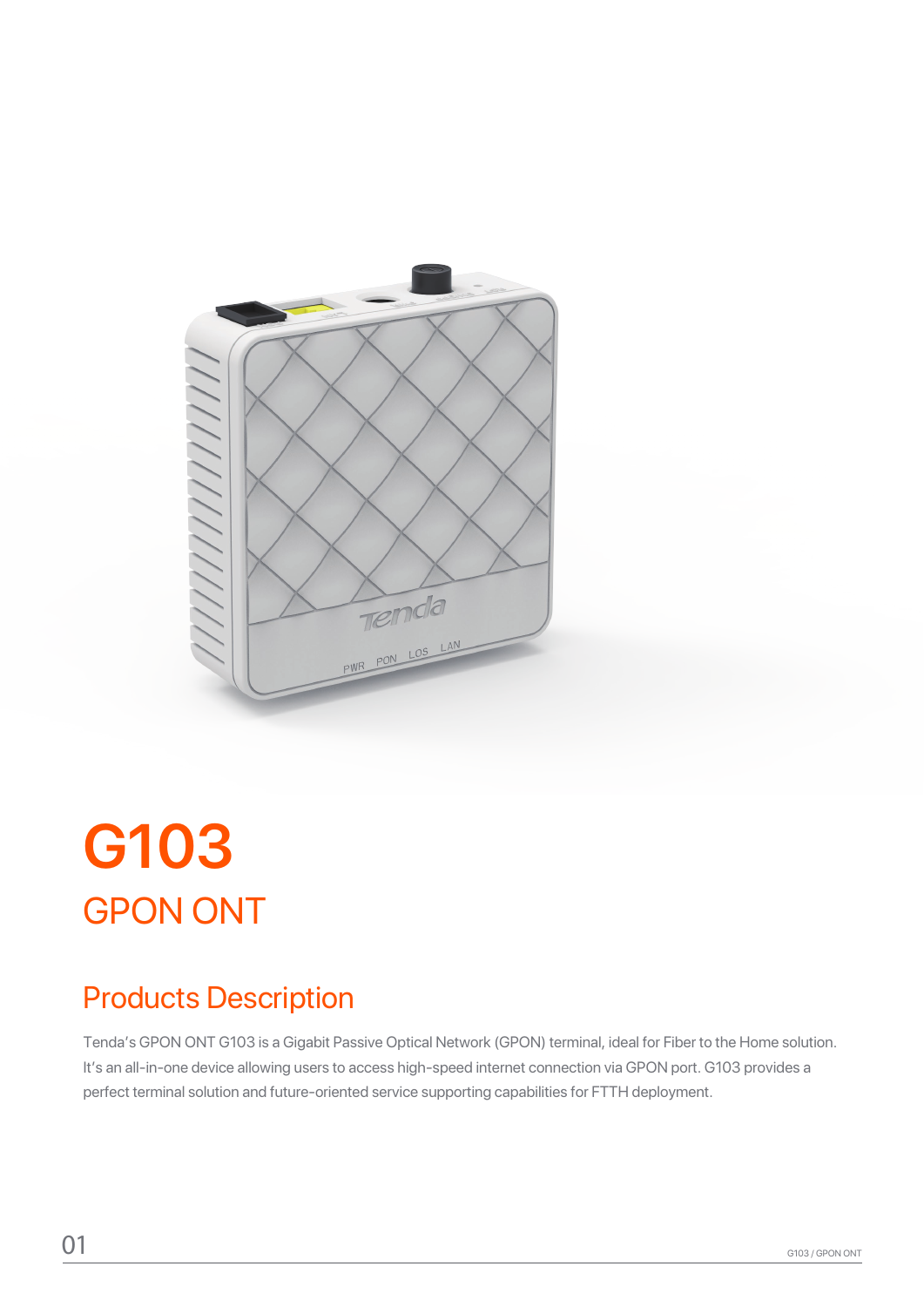# G103

## GPON ONT

## Products Description

Tenda's GPON ONT G103 is a Gigabit Passive Optical Network (GPON) terminal, ideal for Fiber to the Home solution. It's an all-in-one device allowing users to access high-speed internet connection via GPON port. G103 provides a perfect terminal solution and future-oriented service supporting capabilities for FTTH deployment.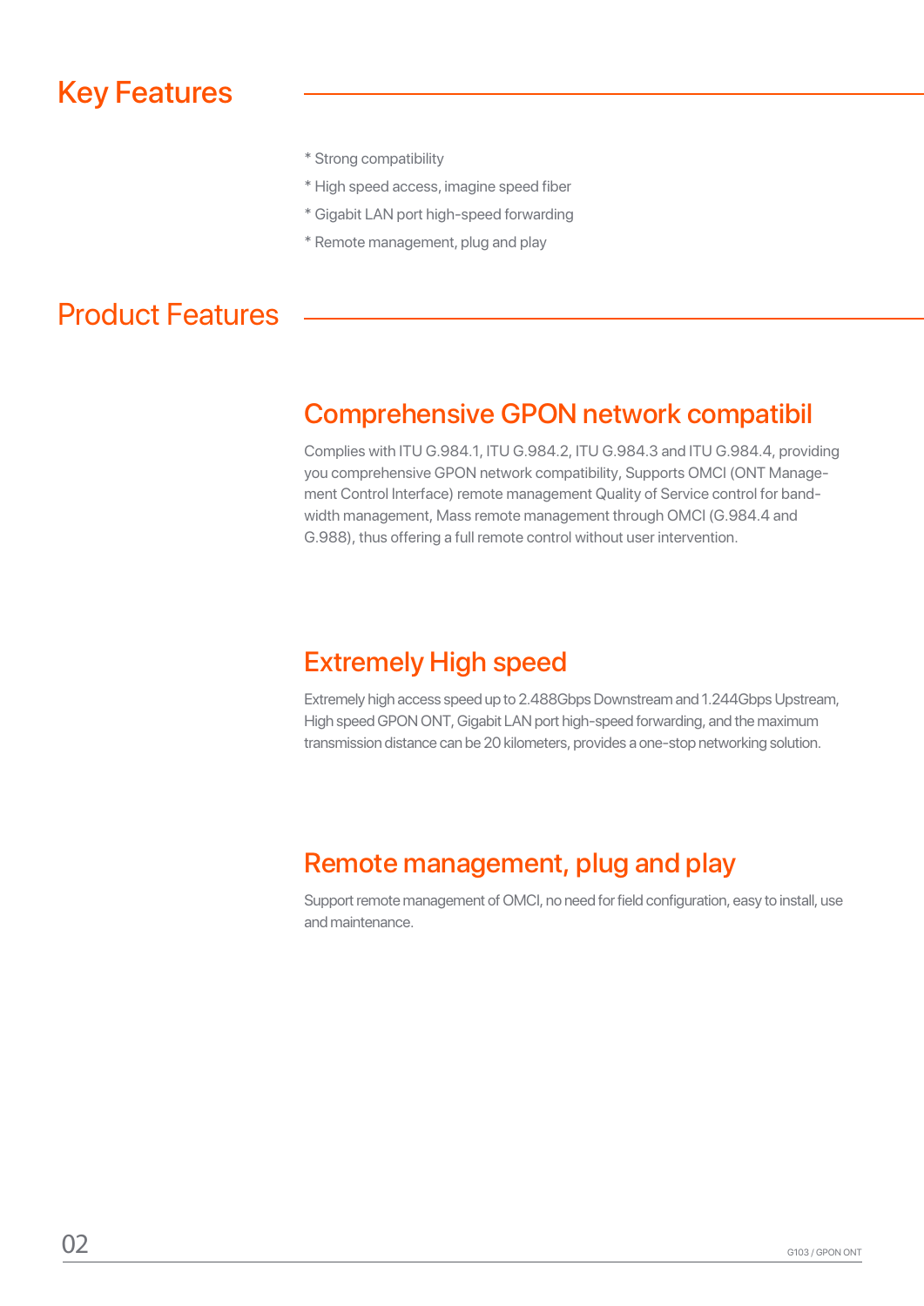## Key Features

* Strong compatibility
* High speed access, imagine speed fiber
* Gigabit LAN port high-speed forwarding
* Remote management, plug and play

## Product Features

### Comprehensive GPON network compatibil

Complies with ITU G.984.1, ITU G.984.2, ITU G.984.3 and ITU G.984.4, providing you comprehensive GPON network compatibility, Supports OMCI (ONT Management Control Interface) remote management Quality of Service control for bandwidth management, Mass remote management through OMCI (G.984.4 and G.988), thus offering a full remote control without user intervention.

### Extremely High speed

Extremely high access speed up to 2.488Gbps Downstream and 1.244Gbps Upstream, High speed GPON ONT, Gigabit LAN port high-speed forwarding, and the maximum transmission distance can be 20 kilometers, provides a one-stop networking solution.

### Remote management, plug and play

Support remote management of OMCI, no need for field configuration, easy to install, use and maintenance.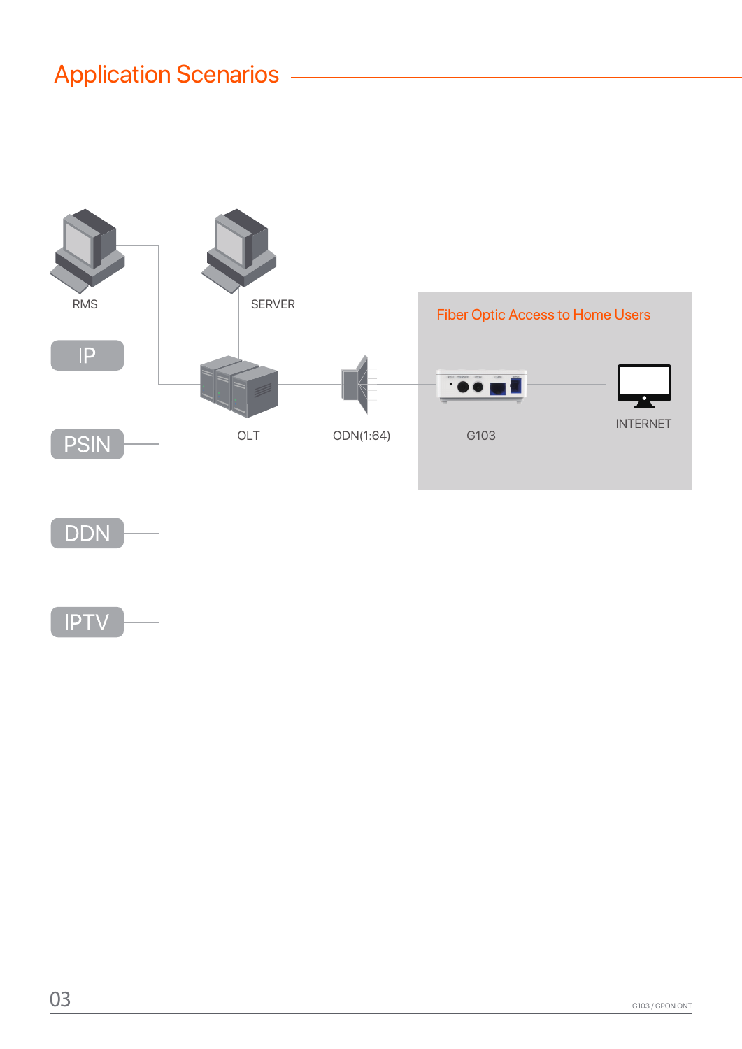# Application Scenarios

RMS

SERVER

Fiber Optic Access to Home Users

IP

OLT

ODN(1:64)

G103

INTERNET

PSIN

DDN

IPTV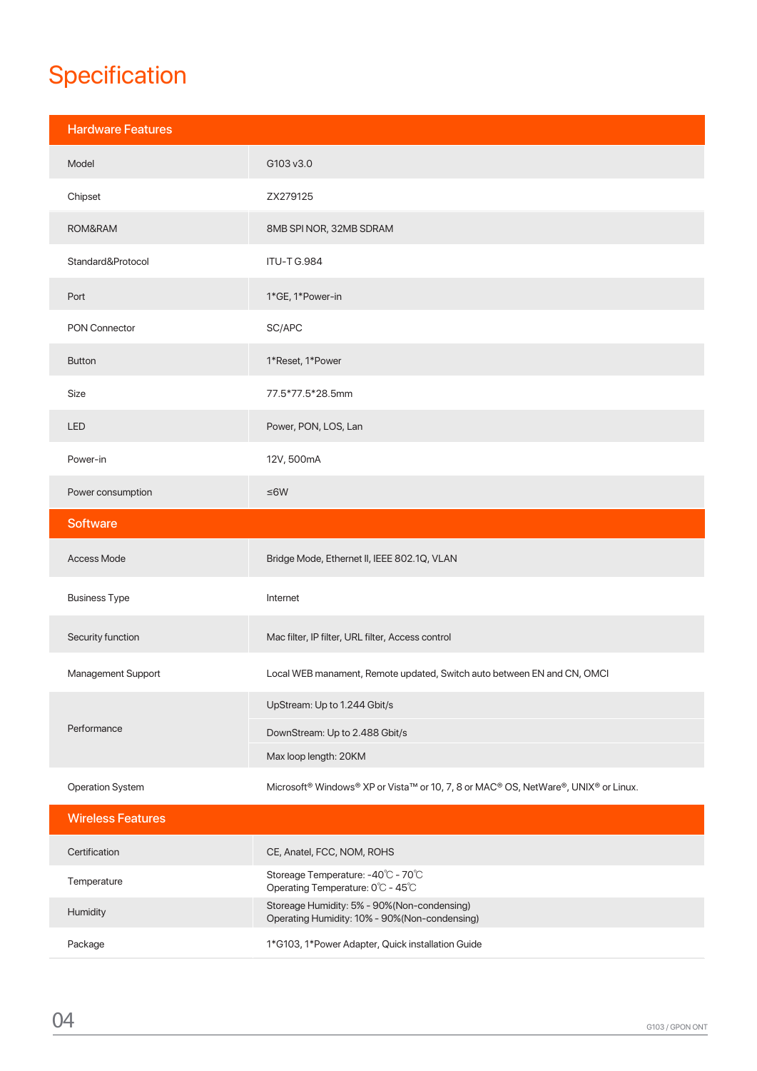# Specification

| Hardware Features | |
|---|---|
| Model | G103 v3.0 |
| Chipset | ZX279125 |
| ROM&RAM | 8MB SPI NOR, 32MB SDRAM |
| Standard&Protocol | ITU-T G.984 |
| Port | 1*GE, 1*Power-in |
| PON Connector | SC/APC |
| Button | 1*Reset, 1*Power |
| Size | 77.5*77.5*28.5mm |
| LED | Power, PON, LOS, Lan |
| Power-in | 12V, 500mA |
| Power consumption | ≤6W |
| **Software** | |
| Access Mode | Bridge Mode, Ethernet II, IEEE 802.1Q, VLAN |
| Business Type | Internet |
| Security function | Mac filter, IP filter, URL filter, Access control |
| Management Support | Local WEB manament, Remote updated, Switch auto between EN and CN, OMCI |
| Performance | UpStream: Up to 1.244 Gbit/s |
| | DownStream: Up to 2.488 Gbit/s |
| | Max loop length: 20KM |
| Operation System | Microsoft® Windows® XP or Vista™ or 10, 7, 8 or MAC® OS, NetWare®, UNIX® or Linux. |
| **Wireless Features** | |
| Certification | CE, Anatel, FCC, NOM, ROHS |
| Temperature | Storeage Temperature: -40℃ - 70℃<br>Operating Temperature: 0℃ - 45℃ |
| Humidity | Storeage Humidity: 5% - 90%(Non-condensing)<br>Operating Humidity: 10% - 90%(Non-condensing) |
| Package | 1*G103, 1*Power Adapter, Quick installation Guide |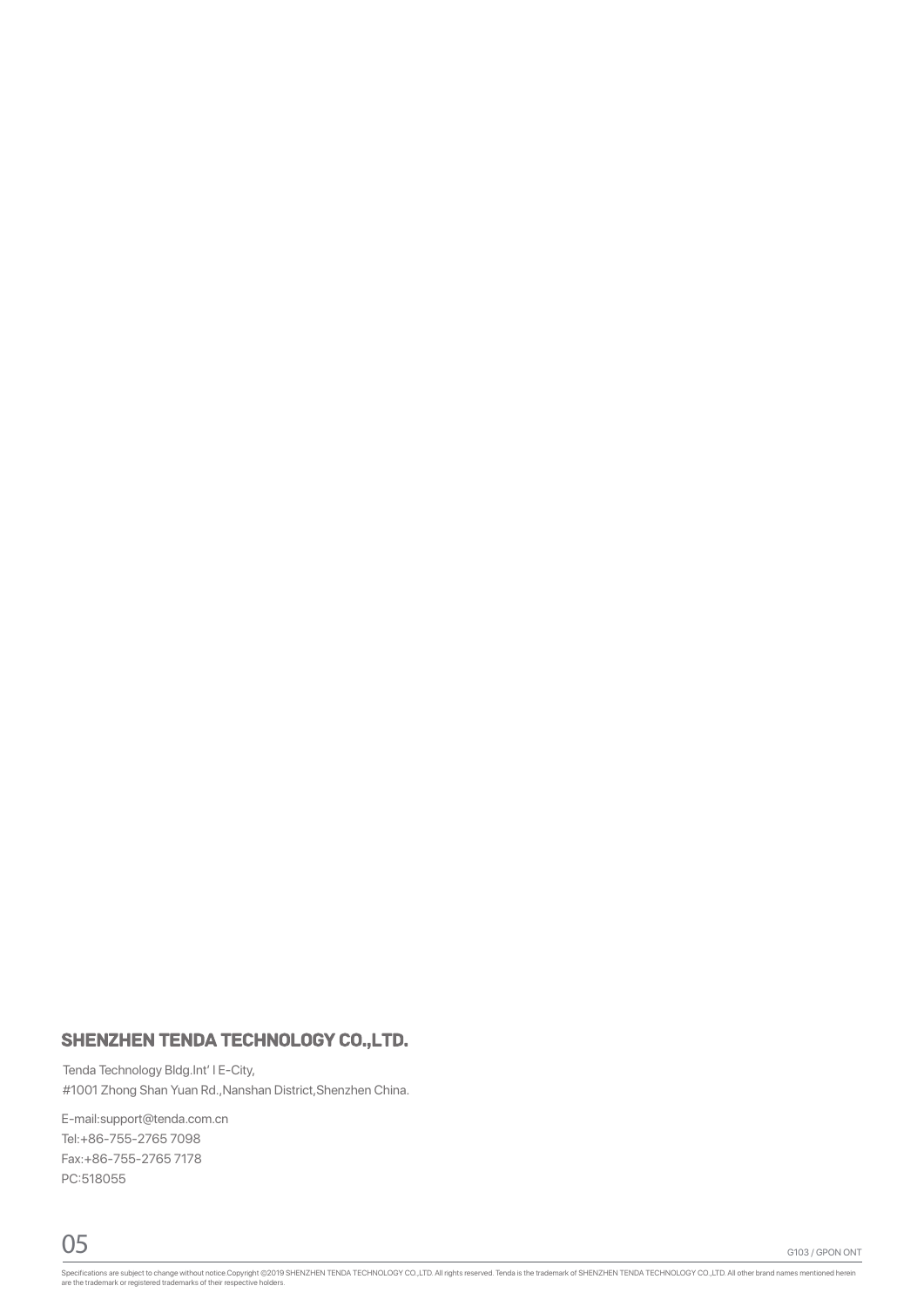## SHENZHEN TENDA TECHNOLOGY CO.,LTD.

Tenda Technology Bldg.Int' l E-City,
#1001 Zhong Shan Yuan Rd.,Nanshan District,Shenzhen China.

E-mail:support@tenda.com.cn
Tel:+86-755-2765 7098
Fax:+86-755-2765 7178
PC:518055

Specifications are subject to change without notice.Copyright ©2019 SHENZHEN TENDA TECHNOLOGY CO.,LTD. All rights reserved. Tenda is the trademark of SHENZHEN TENDA TECHNOLOGY CO.,LTD. All other brand names mentioned herein are the trademark or registered trademarks of their respective holders.